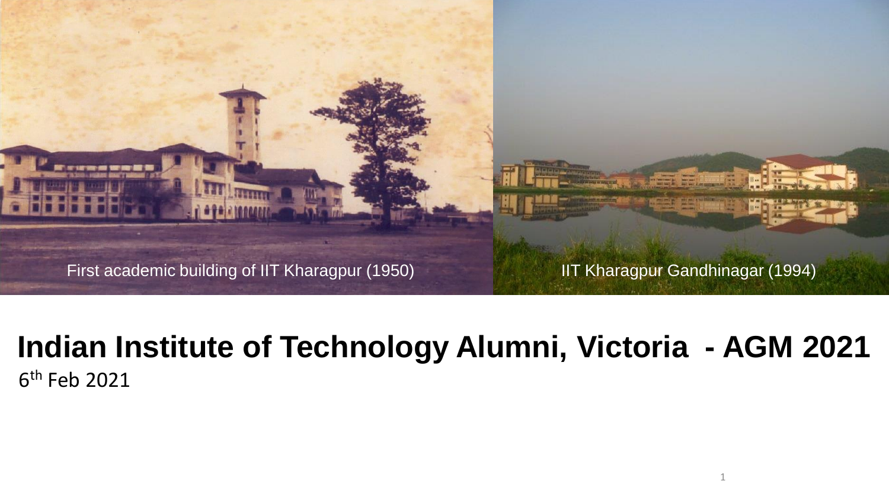First academic building of IIT Kharagpur (1950)

IIT Kharagpur Gandhinagar (1994)

# Indian Institute of Technology Alumni, Victoria - AGM 2021

6th Feb 2021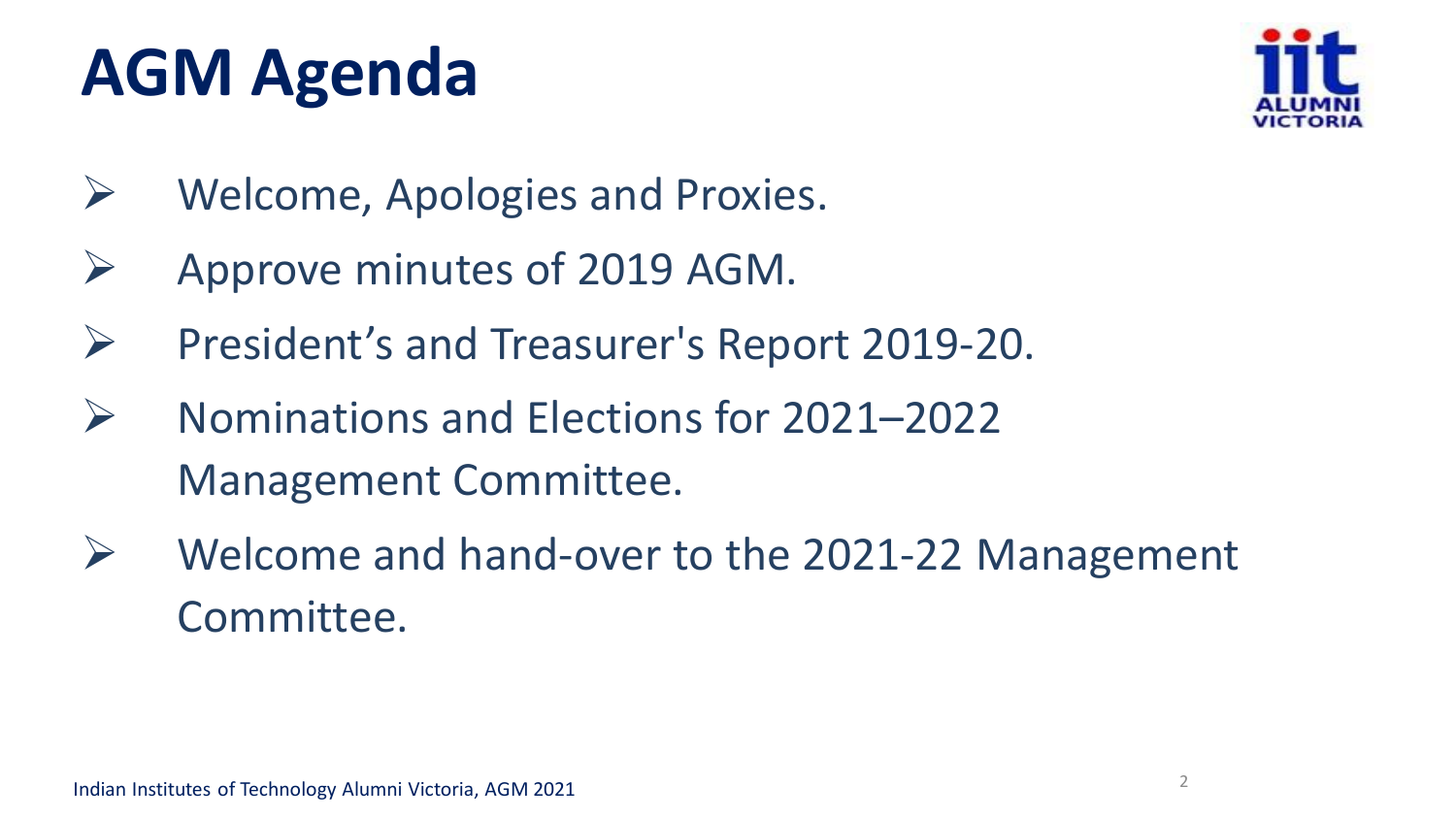# AGM Agenda

- Welcome, Apologies and Proxies.
- Approve minutes of 2019 AGM.
- President's and Treasurer's Report 2019-20.
- Nominations and Elections for 2021–2022 Management Committee.
- Welcome and hand-over to the 2021-22 Management Committee.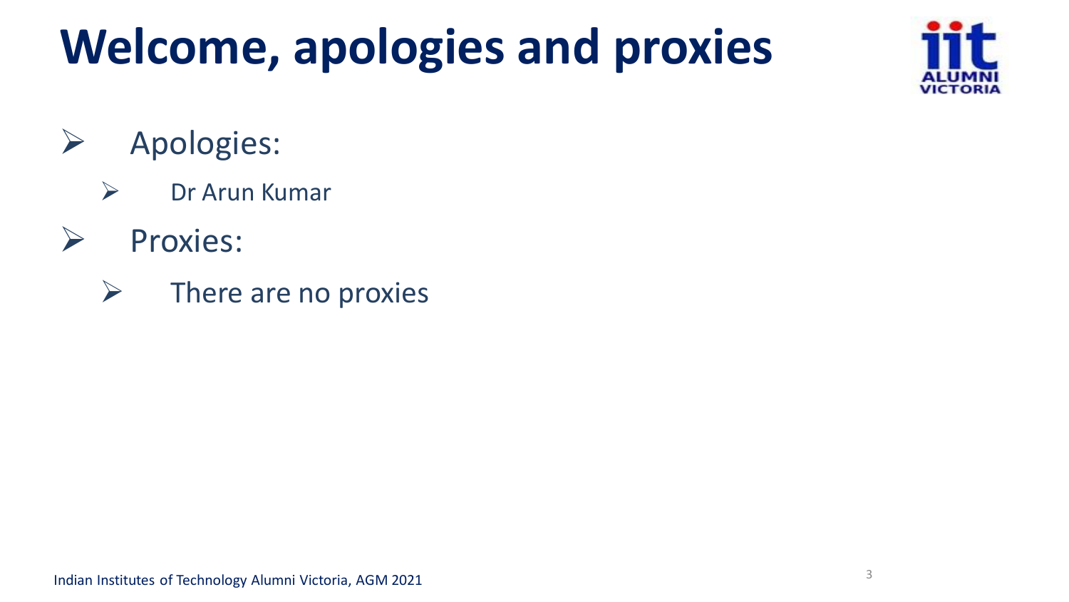# Welcome, apologies and proxies

- Apologies:
  - Dr Arun Kumar
- Proxies:
  - There are no proxies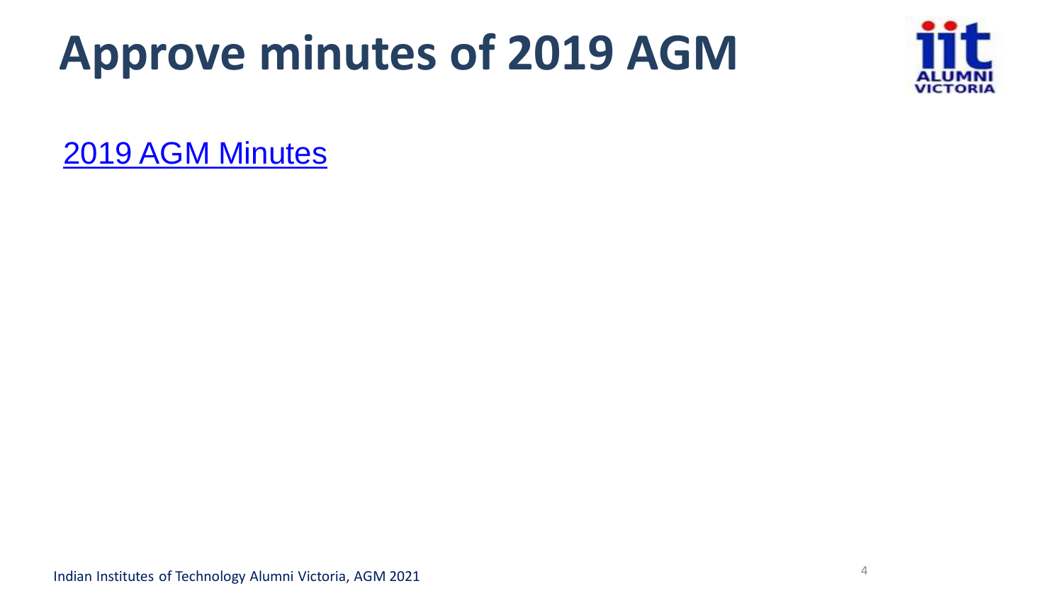# Approve minutes of 2019 AGM

[2019 AGM Minutes]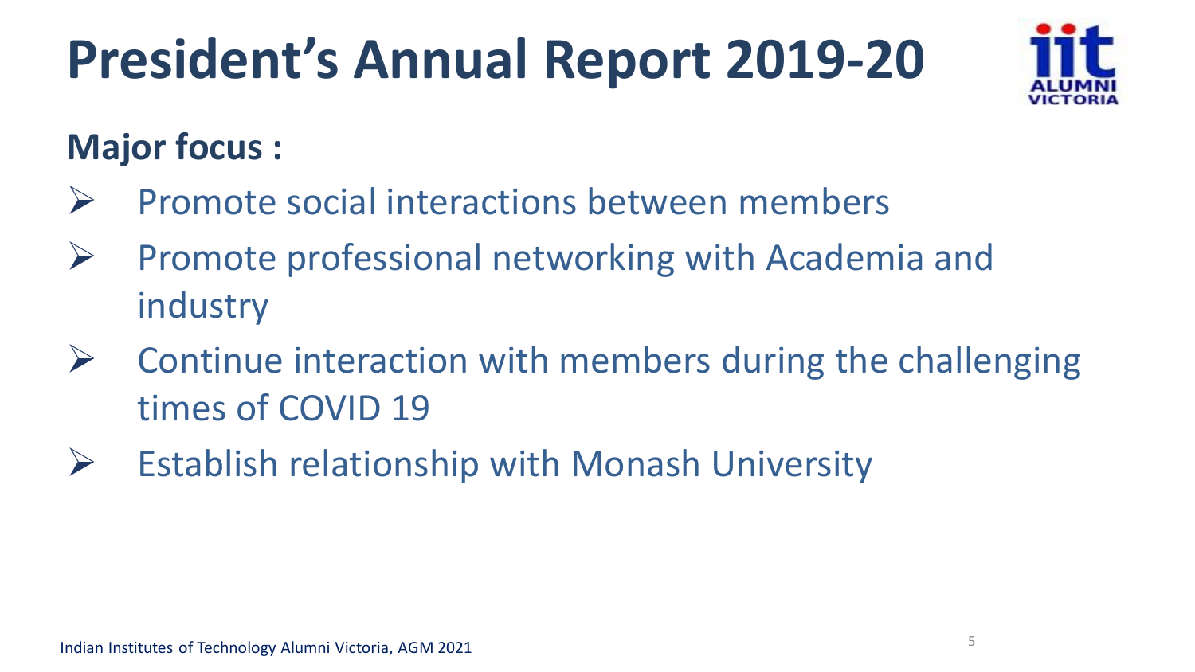# President's Annual Report 2019-20

## Major focus :

- Promote social interactions between members
- Promote professional networking with Academia and industry
- Continue interaction with members during the challenging times of COVID 19
- Establish relationship with Monash University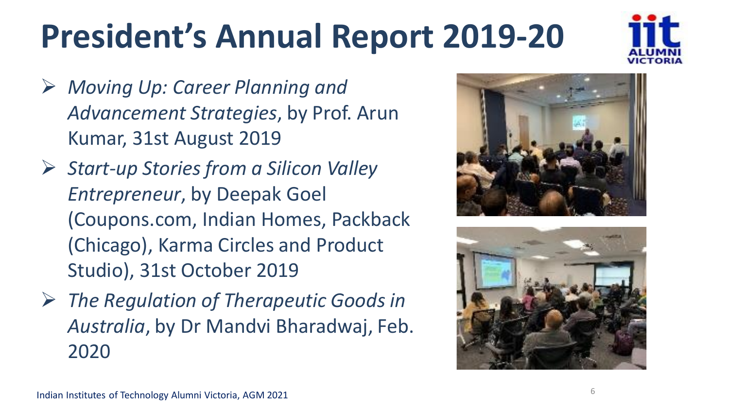# President's Annual Report 2019-20

- *Moving Up: Career Planning and Advancement Strategies*, by Prof. Arun Kumar, 31st August 2019
- *Start-up Stories from a Silicon Valley Entrepreneur*, by Deepak Goel (Coupons.com, Indian Homes, Packback (Chicago), Karma Circles and Product Studio), 31st October 2019
- *The Regulation of Therapeutic Goods in Australia*, by Dr Mandvi Bharadwaj, Feb. 2020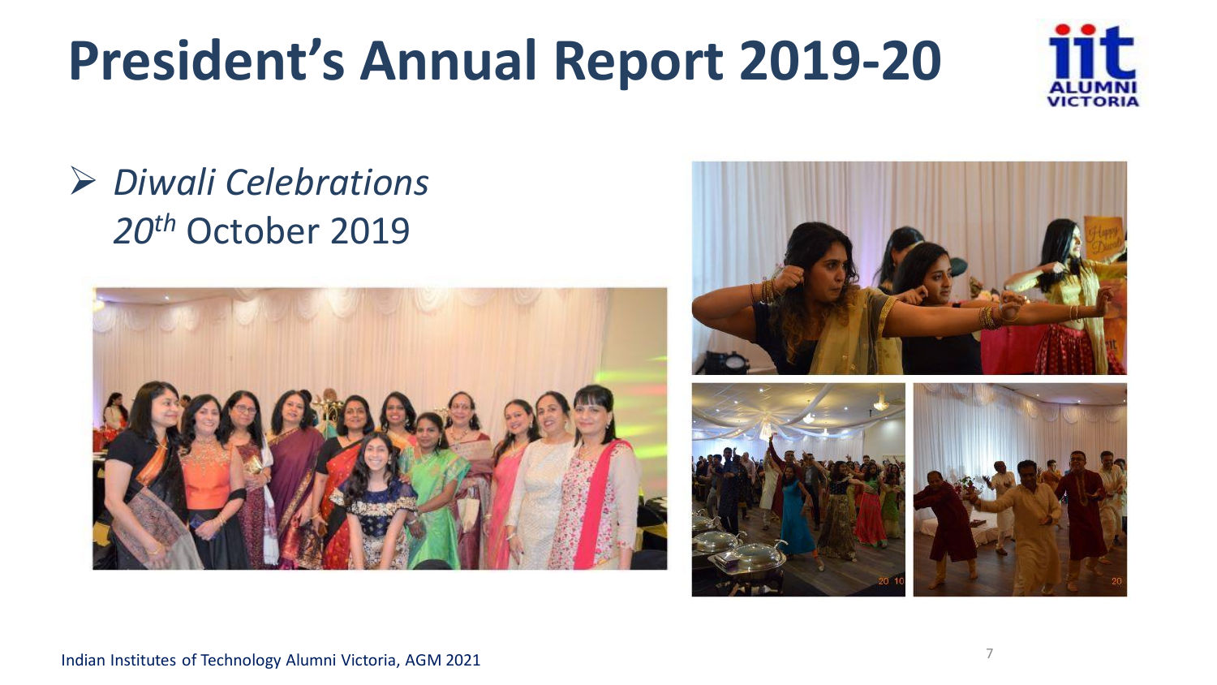# President's Annual Report 2019-20

- *Diwali Celebrations*
  *20th* October 2019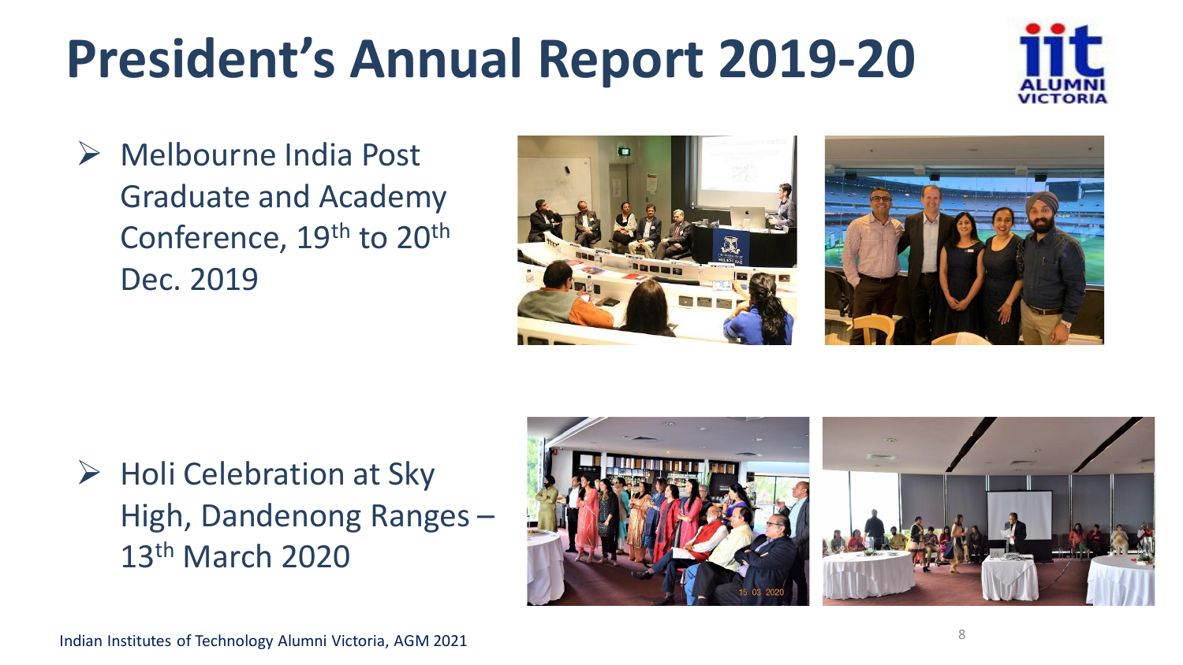# President's Audit Annual Report 2019-20

- Melbourne India Post Graduate and Academy Conference, 19th to 20th Dec. 2019
- Holi Celebration at Sky High, Dandenong Ranges – 13th March 2020

# President's Annual Report 2019-20

- Melbourne India Post Graduate and Academy Conference, 19th to 20th Dec. 2019
- Holi Celebration at Sky High, Dandenong Ranges – 13th March 2020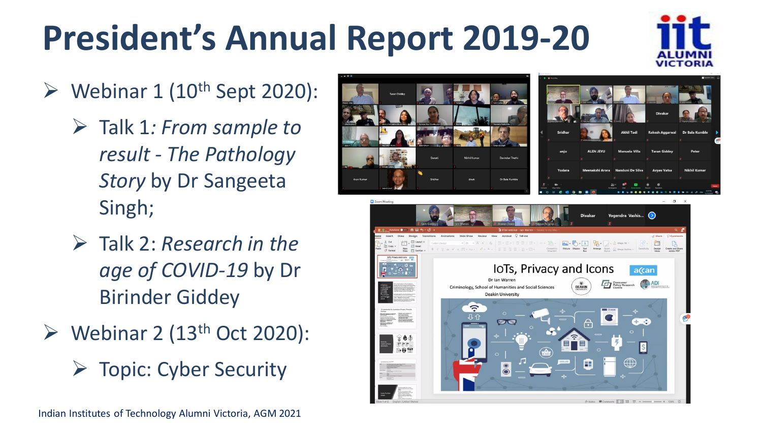# President's Annual Report 2019-20

- Webinar 1 (10th Sept 2020):
  - Talk 1: *From sample to result - The Pathology Story* by Dr Sangeeta Singh;
  - Talk 2: *Research in the age of COVID-19* by Dr Birinder Giddey
- Webinar 2 (13th Oct 2020):
  - Topic: Cyber Security

Indian Institutes of Technology Alumni Victoria, AGM 2021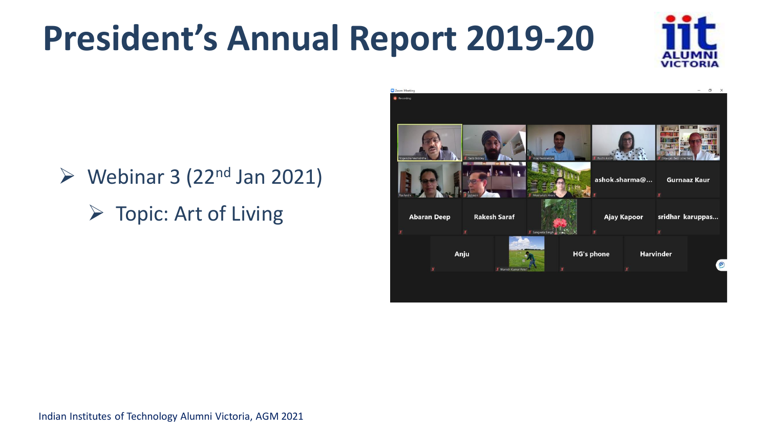# President's Annual Report 2019-20

- Webinar 3 (22nd Jan 2021)
  - Topic: Art of Living

Indian Institutes of Technology Alumni Victoria, AGM 2021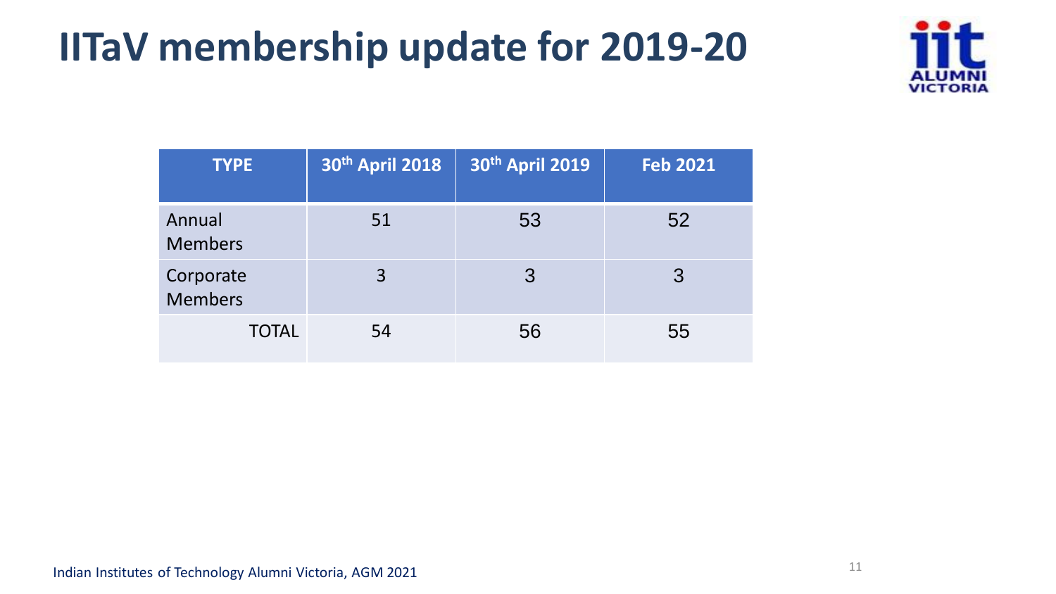# IITaV membership update for 2019-20

| TYPE | 30th April 2018 | 30th April 2019 | Feb 2021 |
|---|---|---|---|
| Annual Members | 51 | 53 | 52 |
| Corporate Members | 3 | 3 | 3 |
| TOTAL | 54 | 56 | 55 |

Indian Institutes of Technology Alumni Victoria, AGM 2021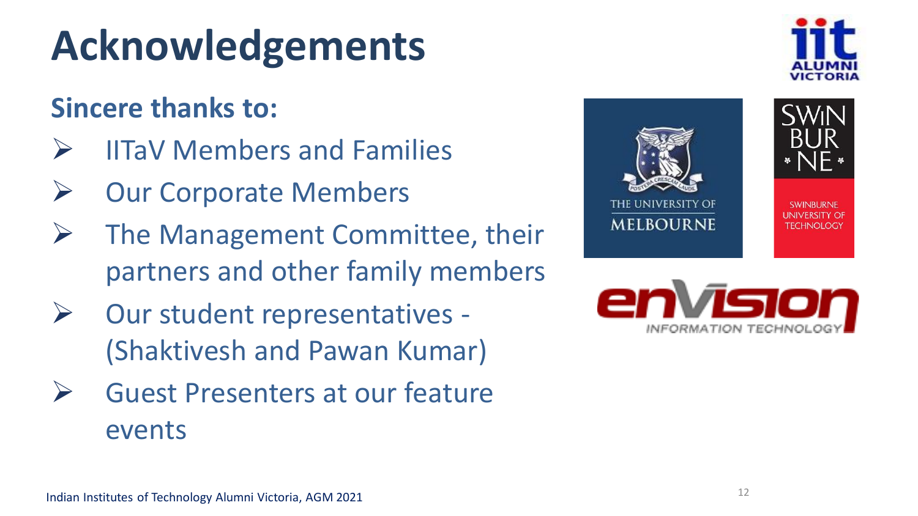# Acknowledgements

## Sincere thanks to:

- IITaV Members and Families
- Our Corporate Members
- The Management Committee, their partners and other family members
- Our student representatives - (Shaktivesh and Pawan Kumar)
- Guest Presenters at our feature events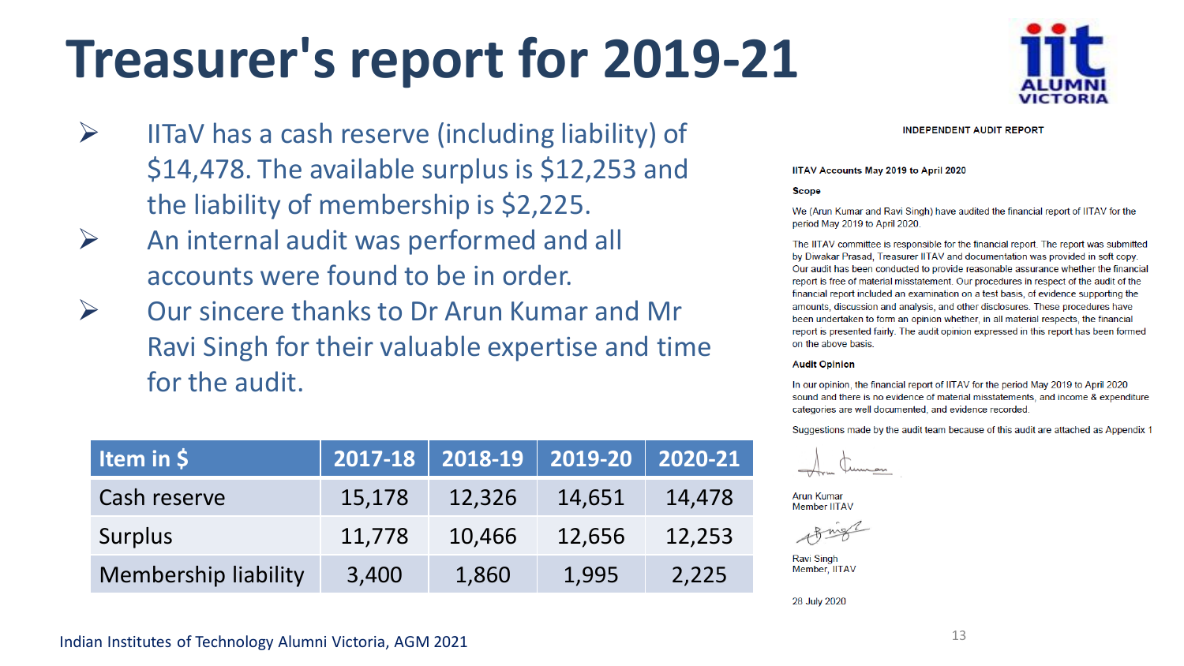# Treasurer's report for 2019-21

- IITaV has a cash reserve (including liability) of $14,478. The available surplus is $12,253 and the liability of membership is $2,225.
- An internal audit was performed and all accounts were found to be in order.
- Our sincere thanks to Dr Arun Kumar and Mr Ravi Singh for their valuable expertise and time for the audit.

| Item in $ | 2017-18 | 2018-19 | 2019-20 | 2020-21 |
|---|---|---|---|---|
| Cash reserve | 15,178 | 12,326 | 14,651 | 14,478 |
| Surplus | 11,778 | 10,466 | 12,656 | 12,253 |
| Membership liability | 3,400 | 1,860 | 1,995 | 2,225 |

**INDEPENDENT AUDIT REPORT**

**IITAV Accounts May 2019 to April 2020**

**Scope**

We (Arun Kumar and Ravi Singh) have audited the financial report of IITAV for the period May 2019 to April 2020.

The IITAV committee is responsible for the financial report. The report was submitted by Diwakar Prasad, Treasurer IITAV and documentation was provided in soft copy. Our audit has been conducted to provide reasonable assurance whether the financial report is free of material misstatement. Our procedures in respect of the audit of the financial report included an examination on a test basis, of evidence supporting the amounts, discussion and analysis, and other disclosures. These procedures have been undertaken to form an opinion whether, in all material respects, the financial report is presented fairly. The audit opinion expressed in this report has been formed on the above basis.

**Audit Opinion**

In our opinion, the financial report of IITAV for the period May 2019 to April 2020 sound and there is no evidence of material misstatements, and income & expenditure categories are well documented, and evidence recorded.

Suggestions made by the audit team because of this audit are attached as Appendix 1

Arun Kumar
Member IITAV

Ravi Singh
Member, IITAV

28 July 2020

Indian Institutes of Technology Alumni Victoria, AGM 2021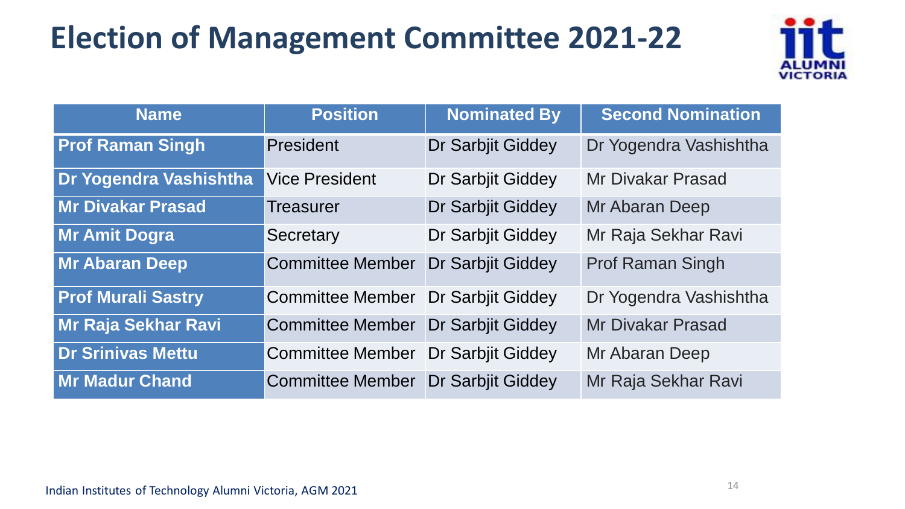# Election of Management Committee 2021-22

| Name | Position | Nominated By | Second Nomination |
| --- | --- | --- | --- |
| **Prof Raman Singh** | President | Dr Sarbjit Giddey | Dr Yogendra Vashishtha |
| **Dr Yogendra Vashishtha** | Vice President | Dr Sarbjit Giddey | Mr Divakar Prasad |
| **Mr Divakar Prasad** | Treasurer | Dr Sarbjit Giddey | Mr Abaran Deep |
| **Mr Amit Dogra** | Secretary | Dr Sarbjit Giddey | Mr Raja Sekhar Ravi |
| **Mr Abaran Deep** | Committee Member | Dr Sarbjit Giddey | Prof Raman Singh |
| **Prof Murali Sastry** | Committee Member | Dr Sarbjit Giddey | Dr Yogendra Vashishtha |
| **Mr Raja Sekhar Ravi** | Committee Member | Dr Sarbjit Giddey | Mr Divakar Prasad |
| **Dr Srinivas Mettu** | Committee Member | Dr Sarbjit Giddey | Mr Abaran Deep |
| **Mr Madur Chand** | Committee Member | Dr Sarbjit Giddey | Mr Raja Sekhar Ravi |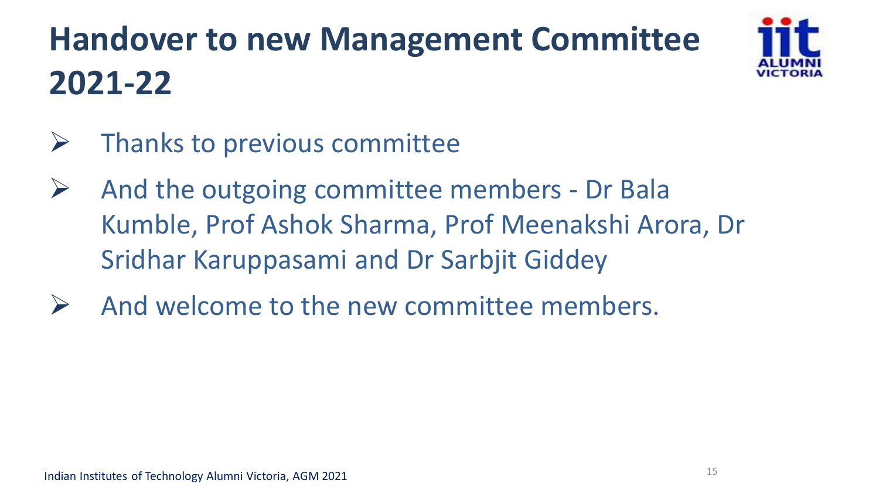# Handover to new Management Committee 2021-22

- Thanks to previous committee
- And the outgoing committee members - Dr Bala Kumble, Prof Ashok Sharma, Prof Meenakshi Arora, Dr Sridhar Karuppasami and Dr Sarbjit Giddey
- And welcome to the new committee members.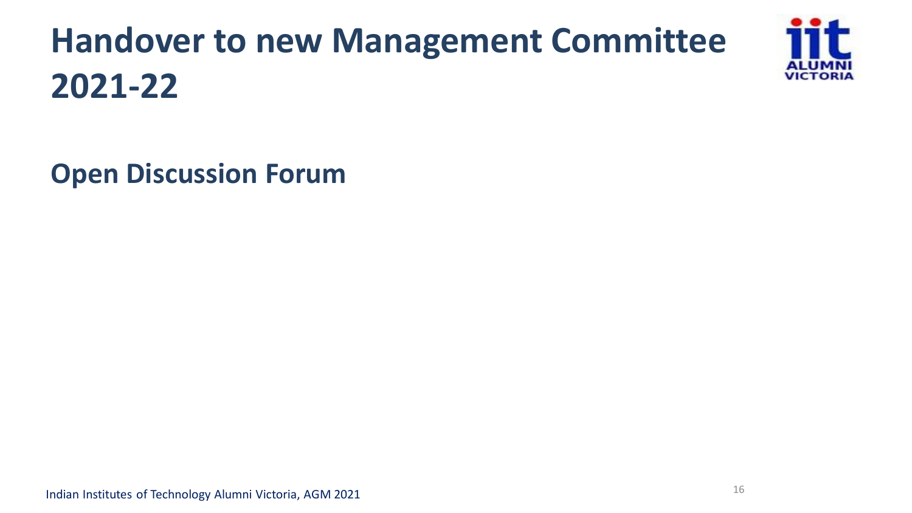# Handover to new Management Committee 2021-22

## Open Discussion Forum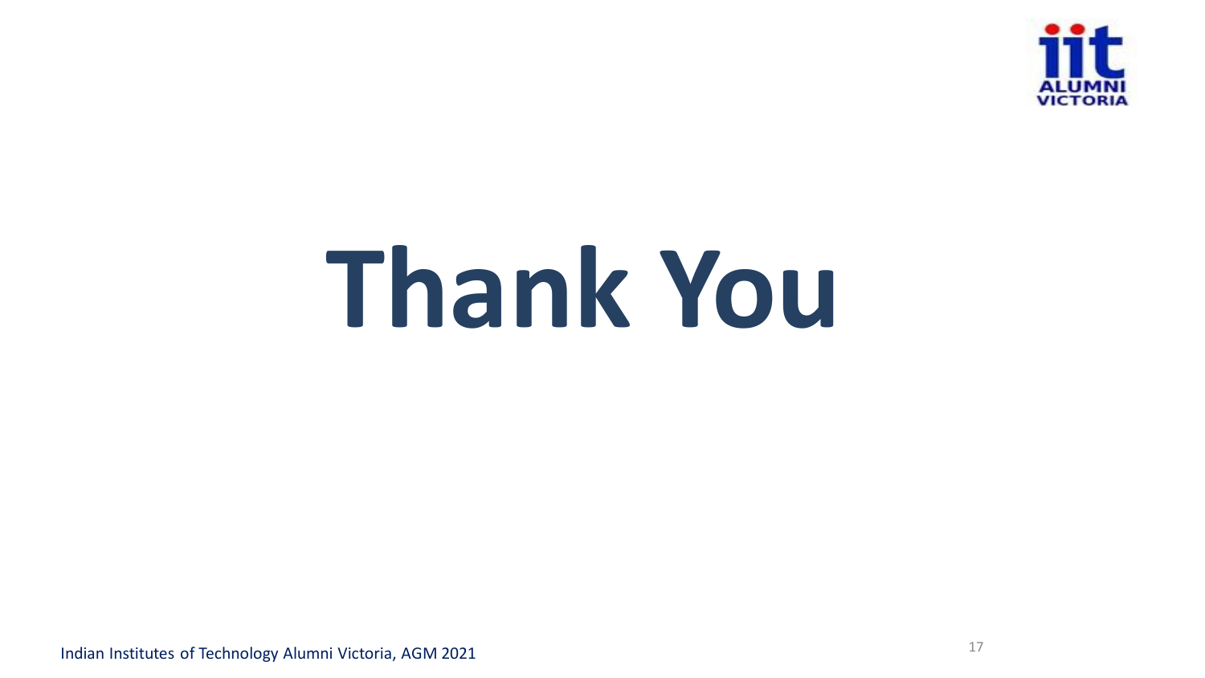# Thank You